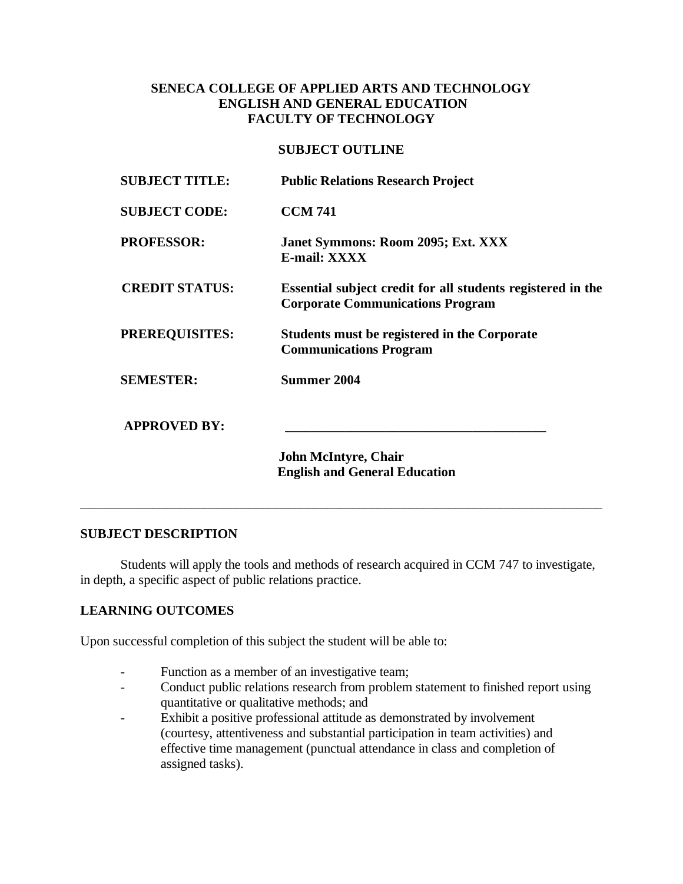**SENECA COLLEGE OF APPLIED ARTS AND TECHNOLOGY**
**ENGLISH AND GENERAL EDUCATION**
**FACULTY OF TECHNOLOGY**

**SUBJECT OUTLINE**

**SUBJECT TITLE:** **Public Relations Research Project**

**SUBJECT CODE:** **CCM 741**

**PROFESSOR:** **Janet Symmons: Room 2095; Ext. XXX**
**E-mail: XXXX**

**CREDIT STATUS:** **Essential subject credit for all students registered in the Corporate Communications Program**

**PREREQUISITES:** **Students must be registered in the Corporate Communications Program**

**SEMESTER:** **Summer 2004**

**APPROVED BY:** ________________________________________

**John McIntyre, Chair**
**English and General Education**

---

## SUBJECT DESCRIPTION

Students will apply the tools and methods of research acquired in CCM 747 to investigate, in depth, a specific aspect of public relations practice.

## LEARNING OUTCOMES

Upon successful completion of this subject the student will be able to:

- Function as a member of an investigative team;
- Conduct public relations research from problem statement to finished report using quantitative or qualitative methods; and
- Exhibit a positive professional attitude as demonstrated by involvement (courtesy, attentiveness and substantial participation in team activities) and effective time management (punctual attendance in class and completion of assigned tasks).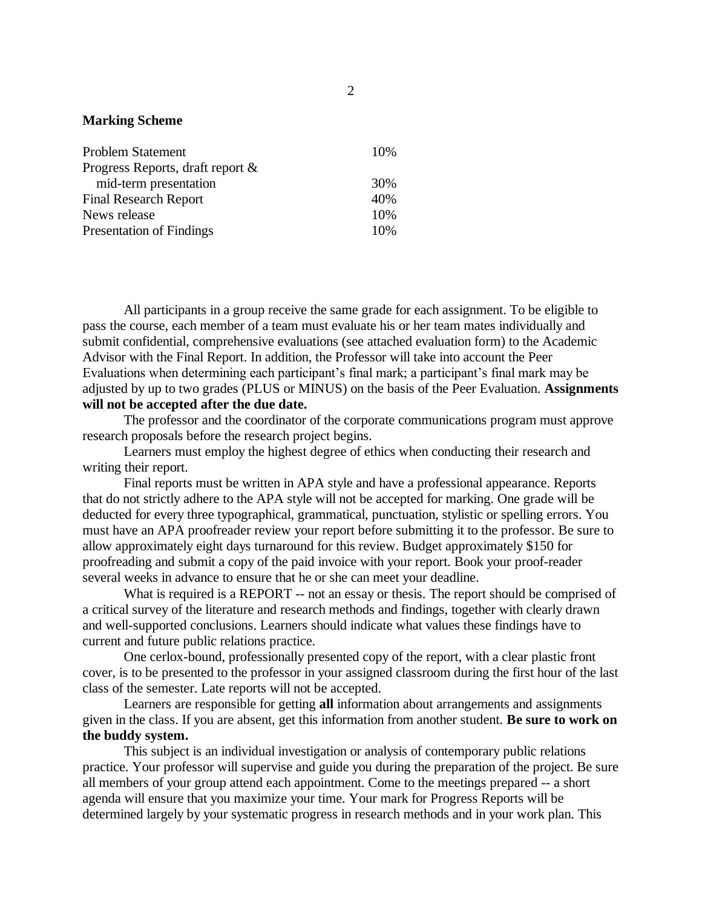**Marking Scheme**

| | |
|---|---|
| Problem Statement | 10% |
| Progress Reports, draft report & mid-term presentation | 30% |
| Final Research Report | 40% |
| News release | 10% |
| Presentation of Findings | 10% |

All participants in a group receive the same grade for each assignment. To be eligible to pass the course, each member of a team must evaluate his or her team mates individually and submit confidential, comprehensive evaluations (see attached evaluation form) to the Academic Advisor with the Final Report. In addition, the Professor will take into account the Peer Evaluations when determining each participant's final mark; a participant's final mark may be adjusted by up to two grades (PLUS or MINUS) on the basis of the Peer Evaluation. **Assignments will not be accepted after the due date.**

The professor and the coordinator of the corporate communications program must approve research proposals before the research project begins.

Learners must employ the highest degree of ethics when conducting their research and writing their report.

Final reports must be written in APA style and have a professional appearance. Reports that do not strictly adhere to the APA style will not be accepted for marking. One grade will be deducted for every three typographical, grammatical, punctuation, stylistic or spelling errors. You must have an APA proofreader review your report before submitting it to the professor. Be sure to allow approximately eight days turnaround for this review. Budget approximately $150 for proofreading and submit a copy of the paid invoice with your report. Book your proof-reader several weeks in advance to ensure that he or she can meet your deadline.

What is required is a REPORT -- not an essay or thesis. The report should be comprised of a critical survey of the literature and research methods and findings, together with clearly drawn and well-supported conclusions. Learners should indicate what values these findings have to current and future public relations practice.

One cerlox-bound, professionally presented copy of the report, with a clear plastic front cover, is to be presented to the professor in your assigned classroom during the first hour of the last class of the semester. Late reports will not be accepted.

Learners are responsible for getting **all** information about arrangements and assignments given in the class. If you are absent, get this information from another student. **Be sure to work on the buddy system.**

This subject is an individual investigation or analysis of contemporary public relations practice. Your professor will supervise and guide you during the preparation of the project. Be sure all members of your group attend each appointment. Come to the meetings prepared -- a short agenda will ensure that you maximize your time. Your mark for Progress Reports will be determined largely by your systematic progress in research methods and in your work plan. This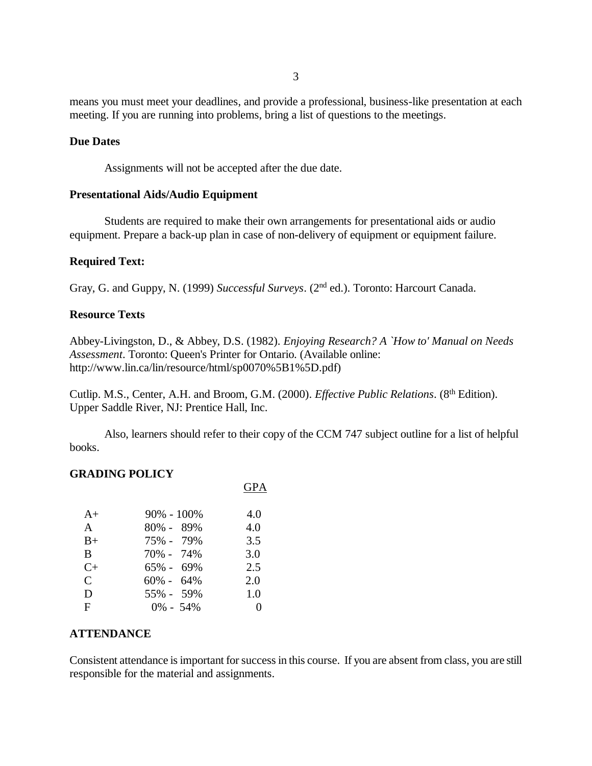means you must meet your deadlines, and provide a professional, business-like presentation at each meeting. If you are running into problems, bring a list of questions to the meetings.

**Due Dates**

Assignments will not be accepted after the due date.

**Presentational Aids/Audio Equipment**

Students are required to make their own arrangements for presentational aids or audio equipment. Prepare a back-up plan in case of non-delivery of equipment or equipment failure.

**Required Text:**

Gray, G. and Guppy, N. (1999) *Successful Surveys*. (2nd ed.). Toronto: Harcourt Canada.

**Resource Texts**

Abbey-Livingston, D., & Abbey, D.S. (1982). *Enjoying Research? A `How to' Manual on Needs Assessment*. Toronto: Queen's Printer for Ontario. (Available online: http://www.lin.ca/lin/resource/html/sp0070%5B1%5D.pdf)

Cutlip. M.S., Center, A.H. and Broom, G.M. (2000). *Effective Public Relations*. (8th Edition). Upper Saddle River, NJ: Prentice Hall, Inc.

Also, learners should refer to their copy of the CCM 747 subject outline for a list of helpful books.

## GRADING POLICY

| | | GPA |
|---|---|---|
| A+ | 90% - 100% | 4.0 |
| A | 80% - 89% | 4.0 |
| B+ | 75% - 79% | 3.5 |
| B | 70% - 74% | 3.0 |
| C+ | 65% - 69% | 2.5 |
| C | 60% - 64% | 2.0 |
| D | 55% - 59% | 1.0 |
| F | 0% - 54% | 0 |

## ATTENDANCE

Consistent attendance is important for success in this course. If you are absent from class, you are still responsible for the material and assignments.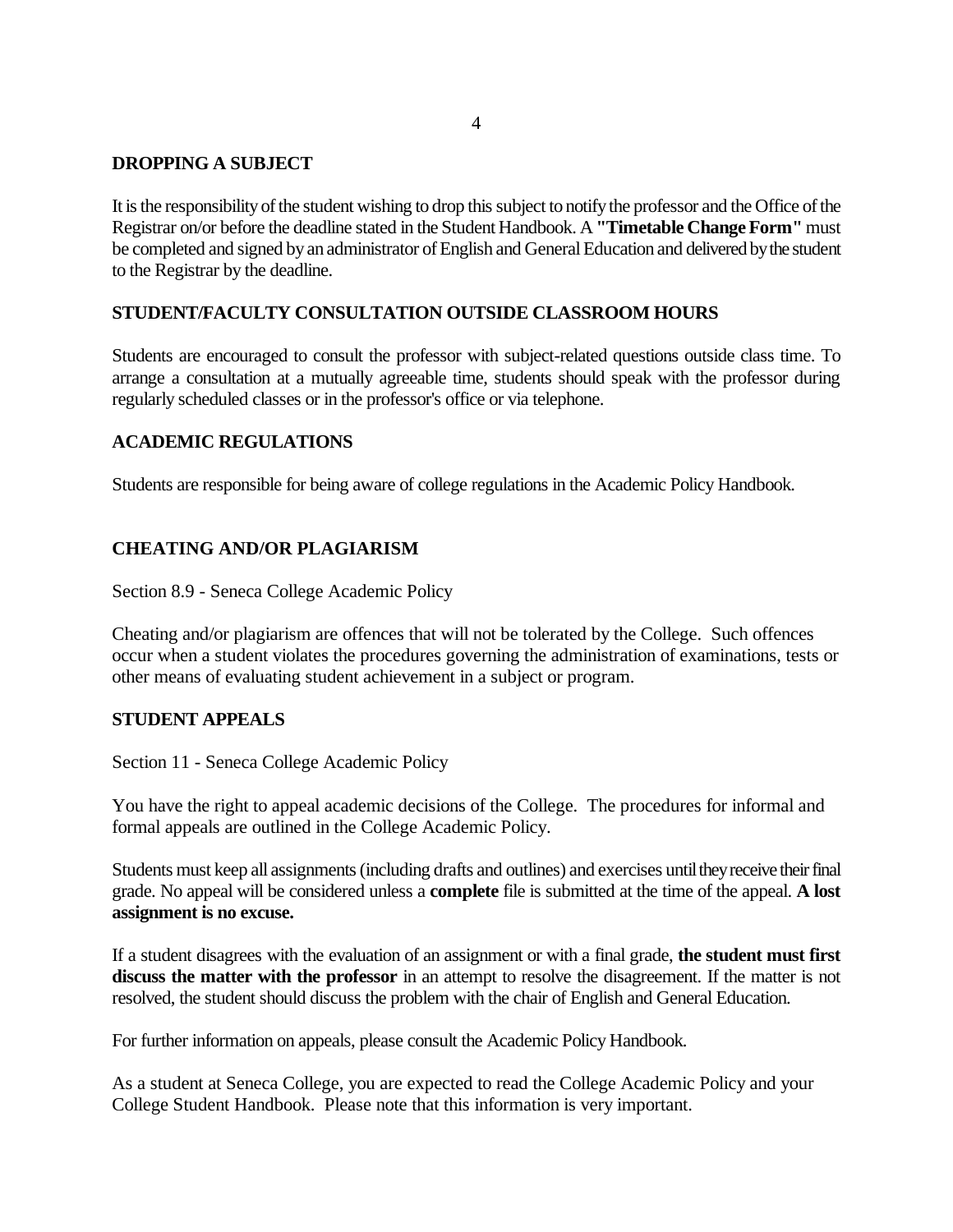## DROPPING A SUBJECT

It is the responsibility of the student wishing to drop this subject to notify the professor and the Office of the Registrar on/or before the deadline stated in the Student Handbook. A **"Timetable Change Form"** must be completed and signed by an administrator of English and General Education and delivered by the student to the Registrar by the deadline.

## STUDENT/FACULTY CONSULTATION OUTSIDE CLASSROOM HOURS

Students are encouraged to consult the professor with subject-related questions outside class time. To arrange a consultation at a mutually agreeable time, students should speak with the professor during regularly scheduled classes or in the professor's office or via telephone.

## ACADEMIC REGULATIONS

Students are responsible for being aware of college regulations in the Academic Policy Handbook.

## CHEATING AND/OR PLAGIARISM

Section 8.9 - Seneca College Academic Policy

Cheating and/or plagiarism are offences that will not be tolerated by the College. Such offences occur when a student violates the procedures governing the administration of examinations, tests or other means of evaluating student achievement in a subject or program.

## STUDENT APPEALS

Section 11 - Seneca College Academic Policy

You have the right to appeal academic decisions of the College. The procedures for informal and formal appeals are outlined in the College Academic Policy.

Students must keep all assignments (including drafts and outlines) and exercises until they receive their final grade. No appeal will be considered unless a **complete** file is submitted at the time of the appeal. **A lost assignment is no excuse.**

If a student disagrees with the evaluation of an assignment or with a final grade, **the student must first discuss the matter with the professor** in an attempt to resolve the disagreement. If the matter is not resolved, the student should discuss the problem with the chair of English and General Education.

For further information on appeals, please consult the Academic Policy Handbook.

As a student at Seneca College, you are expected to read the College Academic Policy and your College Student Handbook. Please note that this information is very important.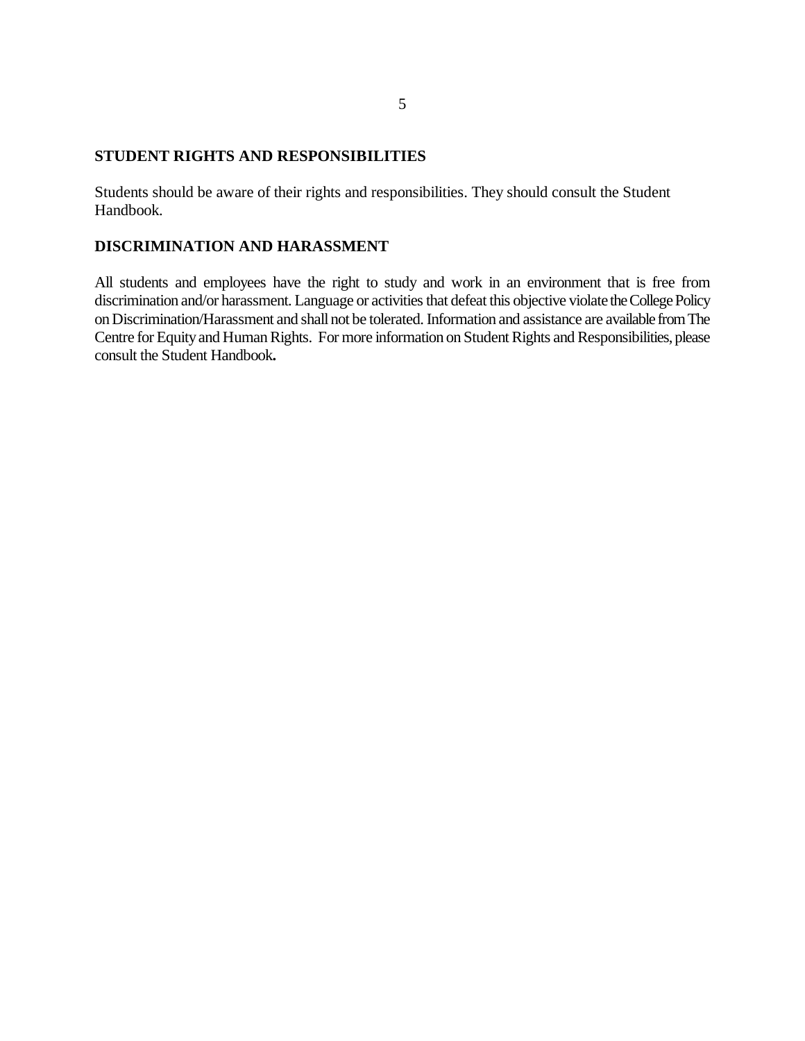## STUDENT RIGHTS AND RESPONSIBILITIES

Students should be aware of their rights and responsibilities. They should consult the Student Handbook.

## DISCRIMINATION AND HARASSMENT

All students and employees have the right to study and work in an environment that is free from discrimination and/or harassment. Language or activities that defeat this objective violate the College Policy on Discrimination/Harassment and shall not be tolerated. Information and assistance are available from The Centre for Equity and Human Rights. For more information on Student Rights and Responsibilities, please consult the Student Handbook**.**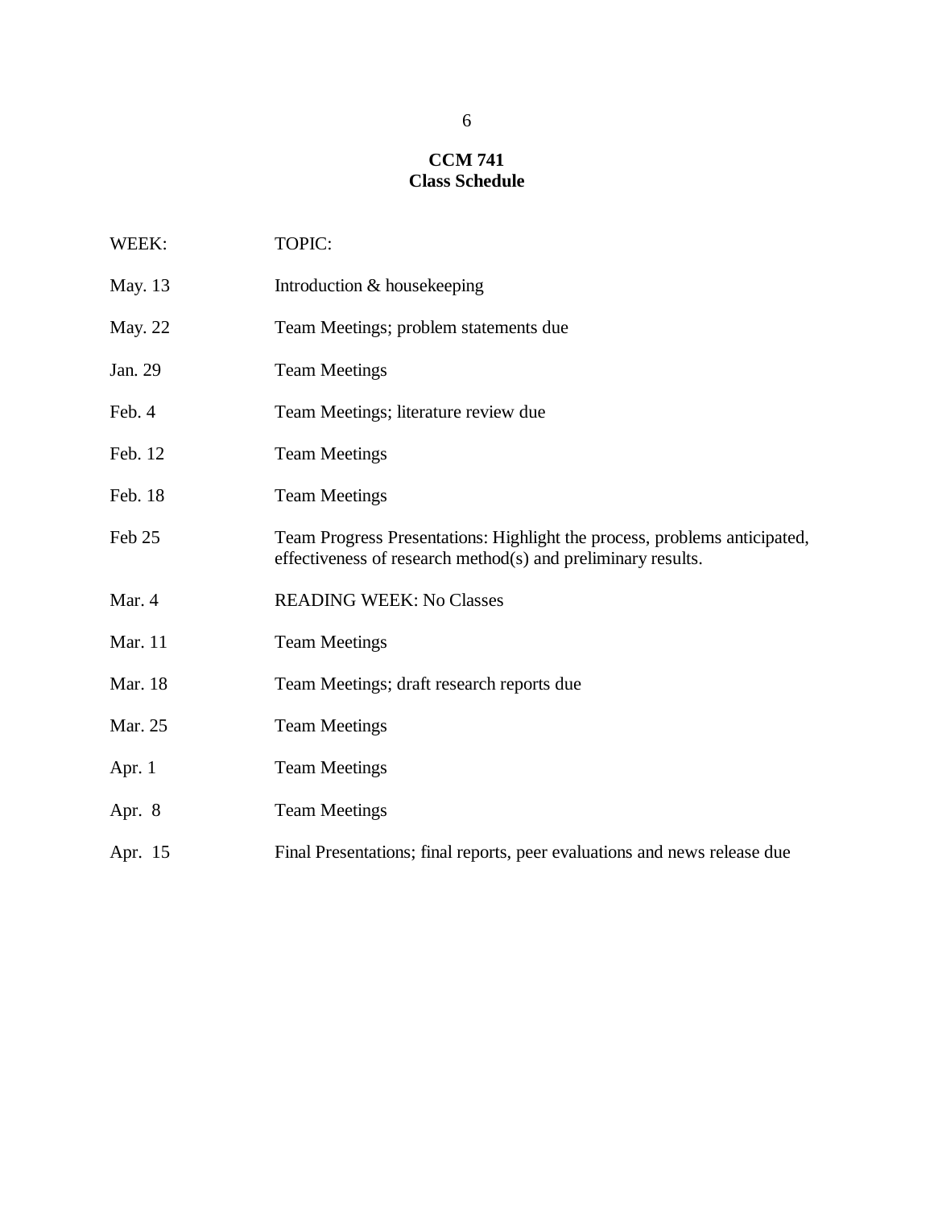**CCM 741**
**Class Schedule**

| WEEK: | TOPIC: |
|---|---|
| May. 13 | Introduction & housekeeping |
| May. 22 | Team Meetings; problem statements due |
| Jan. 29 | Team Meetings |
| Feb. 4 | Team Meetings; literature review due |
| Feb. 12 | Team Meetings |
| Feb. 18 | Team Meetings |
| Feb 25 | Team Progress Presentations: Highlight the process, problems anticipated, effectiveness of research method(s) and preliminary results. |
| Mar. 4 | READING WEEK: No Classes |
| Mar. 11 | Team Meetings |
| Mar. 18 | Team Meetings; draft research reports due |
| Mar. 25 | Team Meetings |
| Apr. 1 | Team Meetings |
| Apr. 8 | Team Meetings |
| Apr. 15 | Final Presentations; final reports, peer evaluations and news release due |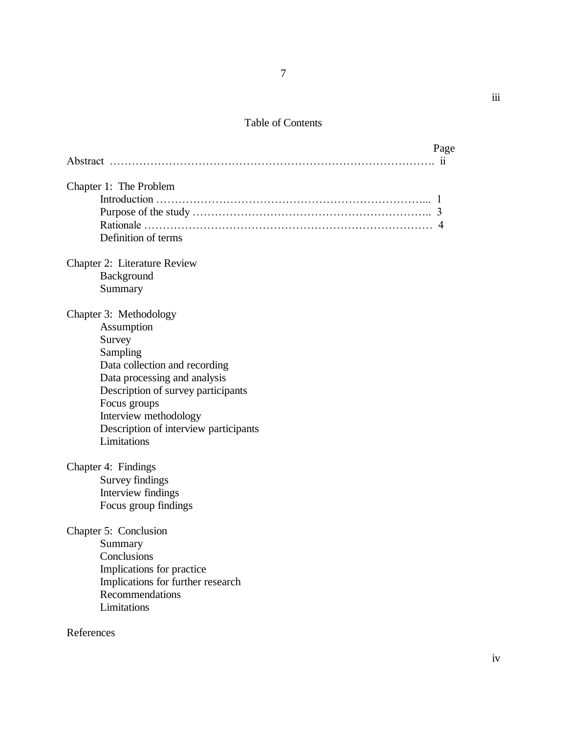# Table of Contents

Page

Abstract ………………………………………………………………………………. ii

Chapter 1: The Problem

- Introduction ……………………………………………………………... 1
- Purpose of the study ……………………………………………………….. 3
- Rationale ………………………………………………………………… 4
- Definition of terms

Chapter 2: Literature Review

- Background
- Summary

Chapter 3: Methodology

- Assumption
- Survey
- Sampling
- Data collection and recording
- Data processing and analysis
- Description of survey participants
- Focus groups
- Interview methodology
- Description of interview participants
- Limitations

Chapter 4: Findings

- Survey findings
- Interview findings
- Focus group findings

Chapter 5: Conclusion

- Summary
- Conclusions
- Implications for practice
- Implications for further research
- Recommendations
- Limitations

References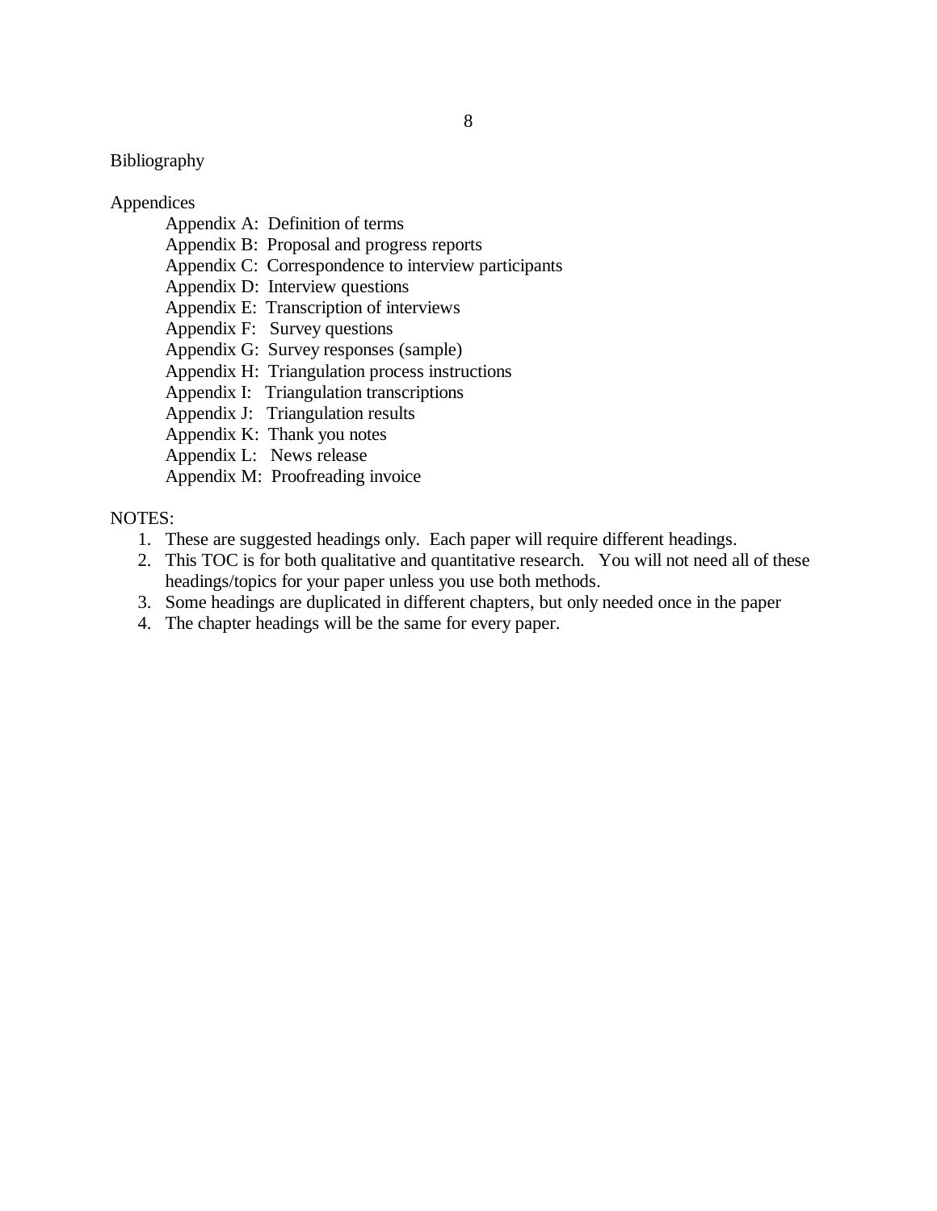Bibliography

Appendices

- Appendix A: Definition of terms
- Appendix B: Proposal and progress reports
- Appendix C: Correspondence to interview participants
- Appendix D: Interview questions
- Appendix E: Transcription of interviews
- Appendix F: Survey questions
- Appendix G: Survey responses (sample)
- Appendix H: Triangulation process instructions
- Appendix I: Triangulation transcriptions
- Appendix J: Triangulation results
- Appendix K: Thank you notes
- Appendix L: News release
- Appendix M: Proofreading invoice

NOTES:

1. These are suggested headings only. Each paper will require different headings.
2. This TOC is for both qualitative and quantitative research. You will not need all of these headings/topics for your paper unless you use both methods.
3. Some headings are duplicated in different chapters, but only needed once in the paper
4. The chapter headings will be the same for every paper.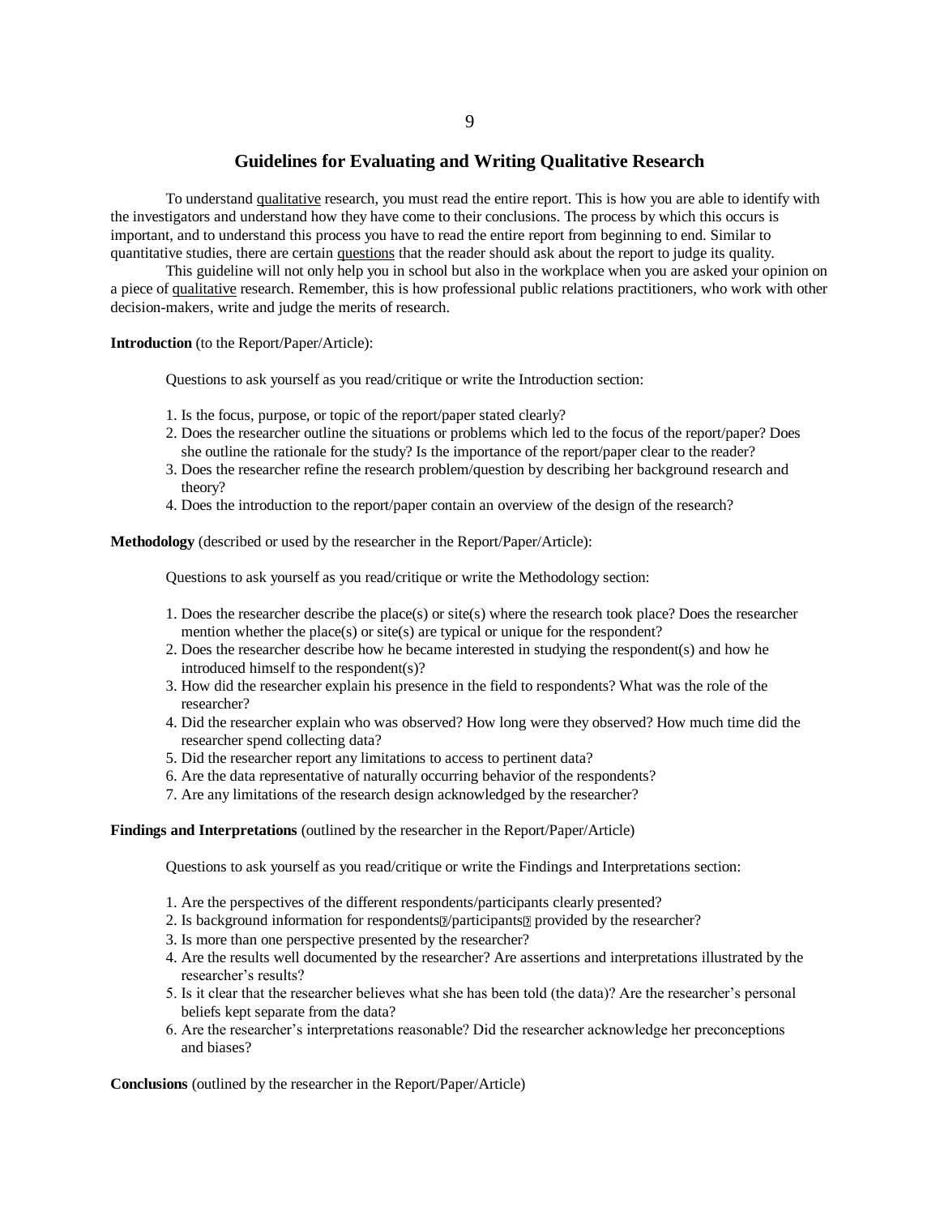## Guidelines for Evaluating and Writing Qualitative Research

To understand <u>qualitative</u> research, you must read the entire report. This is how you are able to identify with the investigators and understand how they have come to their conclusions. The process by which this occurs is important, and to understand this process you have to read the entire report from beginning to end. Similar to quantitative studies, there are certain <u>questions</u> that the reader should ask about the report to judge its quality.

This guideline will not only help you in school but also in the workplace when you are asked your opinion on a piece of <u>qualitative</u> research. Remember, this is how professional public relations practitioners, who work with other decision-makers, write and judge the merits of research.

**Introduction** (to the Report/Paper/Article):

Questions to ask yourself as you read/critique or write the Introduction section:

1. Is the focus, purpose, or topic of the report/paper stated clearly?
2. Does the researcher outline the situations or problems which led to the focus of the report/paper? Does she outline the rationale for the study? Is the importance of the report/paper clear to the reader?
3. Does the researcher refine the research problem/question by describing her background research and theory?
4. Does the introduction to the report/paper contain an overview of the design of the research?

**Methodology** (described or used by the researcher in the Report/Paper/Article):

Questions to ask yourself as you read/critique or write the Methodology section:

1. Does the researcher describe the place(s) or site(s) where the research took place? Does the researcher mention whether the place(s) or site(s) are typical or unique for the respondent?
2. Does the researcher describe how he became interested in studying the respondent(s) and how he introduced himself to the respondent(s)?
3. How did the researcher explain his presence in the field to respondents? What was the role of the researcher?
4. Did the researcher explain who was observed? How long were they observed? How much time did the researcher spend collecting data?
5. Did the researcher report any limitations to access to pertinent data?
6. Are the data representative of naturally occurring behavior of the respondents?
7. Are any limitations of the research design acknowledged by the researcher?

**Findings and Interpretations** (outlined by the researcher in the Report/Paper/Article)

Questions to ask yourself as you read/critique or write the Findings and Interpretations section:

1. Are the perspectives of the different respondents/participants clearly presented?
2. Is background information for respondents/participants provided by the researcher?
3. Is more than one perspective presented by the researcher?
4. Are the results well documented by the researcher? Are assertions and interpretations illustrated by the researcher's results?
5. Is it clear that the researcher believes what she has been told (the data)? Are the researcher's personal beliefs kept separate from the data?
6. Are the researcher's interpretations reasonable? Did the researcher acknowledge her preconceptions and biases?

**Conclusions** (outlined by the researcher in the Report/Paper/Article)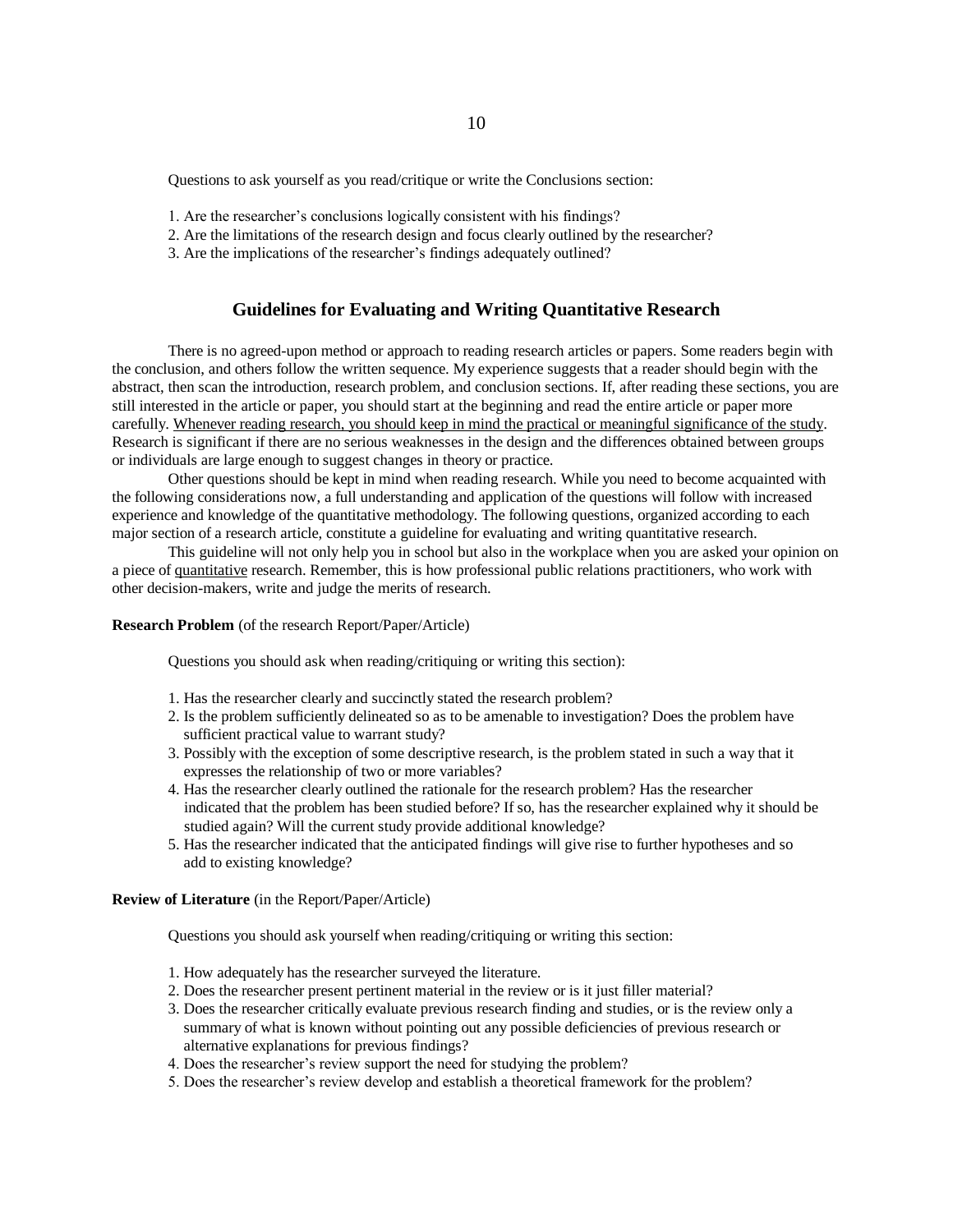Questions to ask yourself as you read/critique or write the Conclusions section:

1. Are the researcher's conclusions logically consistent with his findings?
2. Are the limitations of the research design and focus clearly outlined by the researcher?
3. Are the implications of the researcher's findings adequately outlined?

## Guidelines for Evaluating and Writing Quantitative Research

There is no agreed-upon method or approach to reading research articles or papers. Some readers begin with the conclusion, and others follow the written sequence. My experience suggests that a reader should begin with the abstract, then scan the introduction, research problem, and conclusion sections. If, after reading these sections, you are still interested in the article or paper, you should start at the beginning and read the entire article or paper more carefully. <u>Whenever reading research, you should keep in mind the practical or meaningful significance of the study</u>. Research is significant if there are no serious weaknesses in the design and the differences obtained between groups or individuals are large enough to suggest changes in theory or practice.

Other questions should be kept in mind when reading research. While you need to become acquainted with the following considerations now, a full understanding and application of the questions will follow with increased experience and knowledge of the quantitative methodology. The following questions, organized according to each major section of a research article, constitute a guideline for evaluating and writing quantitative research.

This guideline will not only help you in school but also in the workplace when you are asked your opinion on a piece of <u>quantitative</u> research. Remember, this is how professional public relations practitioners, who work with other decision-makers, write and judge the merits of research.

**Research Problem** (of the research Report/Paper/Article)

Questions you should ask when reading/critiquing or writing this section):

1. Has the researcher clearly and succinctly stated the research problem?
2. Is the problem sufficiently delineated so as to be amenable to investigation? Does the problem have sufficient practical value to warrant study?
3. Possibly with the exception of some descriptive research, is the problem stated in such a way that it expresses the relationship of two or more variables?
4. Has the researcher clearly outlined the rationale for the research problem? Has the researcher indicated that the problem has been studied before? If so, has the researcher explained why it should be studied again? Will the current study provide additional knowledge?
5. Has the researcher indicated that the anticipated findings will give rise to further hypotheses and so add to existing knowledge?

**Review of Literature** (in the Report/Paper/Article)

Questions you should ask yourself when reading/critiquing or writing this section:

1. How adequately has the researcher surveyed the literature.
2. Does the researcher present pertinent material in the review or is it just filler material?
3. Does the researcher critically evaluate previous research finding and studies, or is the review only a summary of what is known without pointing out any possible deficiencies of previous research or alternative explanations for previous findings?
4. Does the researcher's review support the need for studying the problem?
5. Does the researcher's review develop and establish a theoretical framework for the problem?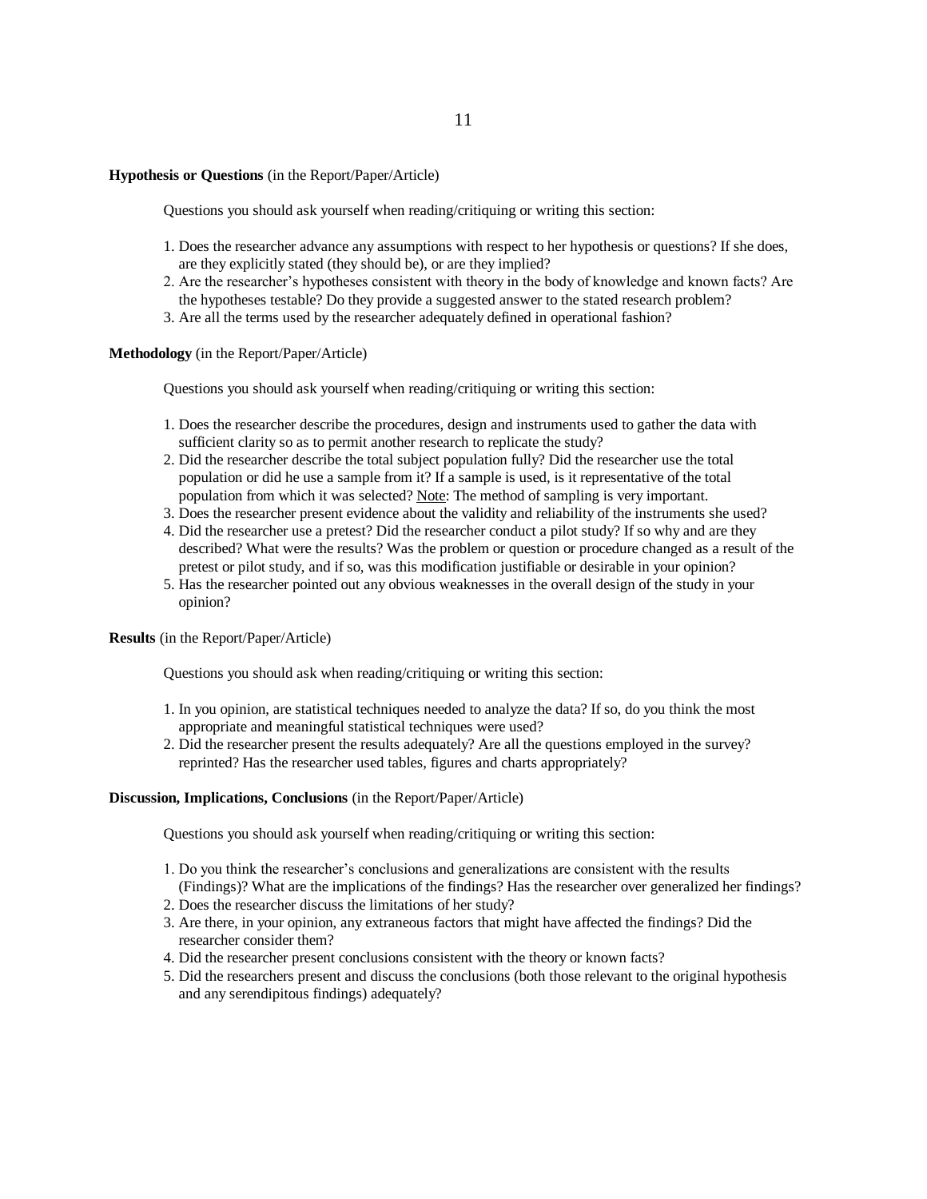**Hypothesis or Questions** (in the Report/Paper/Article)

Questions you should ask yourself when reading/critiquing or writing this section:

1. Does the researcher advance any assumptions with respect to her hypothesis or questions? If she does, are they explicitly stated (they should be), or are they implied?
2. Are the researcher's hypotheses consistent with theory in the body of knowledge and known facts? Are the hypotheses testable? Do they provide a suggested answer to the stated research problem?
3. Are all the terms used by the researcher adequately defined in operational fashion?

**Methodology** (in the Report/Paper/Article)

Questions you should ask yourself when reading/critiquing or writing this section:

1. Does the researcher describe the procedures, design and instruments used to gather the data with sufficient clarity so as to permit another research to replicate the study?
2. Did the researcher describe the total subject population fully? Did the researcher use the total population or did he use a sample from it? If a sample is used, is it representative of the total population from which it was selected? Note: The method of sampling is very important.
3. Does the researcher present evidence about the validity and reliability of the instruments she used?
4. Did the researcher use a pretest? Did the researcher conduct a pilot study? If so why and are they described? What were the results? Was the problem or question or procedure changed as a result of the pretest or pilot study, and if so, was this modification justifiable or desirable in your opinion?
5. Has the researcher pointed out any obvious weaknesses in the overall design of the study in your opinion?

**Results** (in the Report/Paper/Article)

Questions you should ask when reading/critiquing or writing this section:

1. In you opinion, are statistical techniques needed to analyze the data? If so, do you think the most appropriate and meaningful statistical techniques were used?
2. Did the researcher present the results adequately? Are all the questions employed in the survey? reprinted? Has the researcher used tables, figures and charts appropriately?

**Discussion, Implications, Conclusions** (in the Report/Paper/Article)

Questions you should ask yourself when reading/critiquing or writing this section:

1. Do you think the researcher's conclusions and generalizations are consistent with the results (Findings)? What are the implications of the findings? Has the researcher over generalized her findings?
2. Does the researcher discuss the limitations of her study?
3. Are there, in your opinion, any extraneous factors that might have affected the findings? Did the researcher consider them?
4. Did the researcher present conclusions consistent with the theory or known facts?
5. Did the researchers present and discuss the conclusions (both those relevant to the original hypothesis and any serendipitous findings) adequately?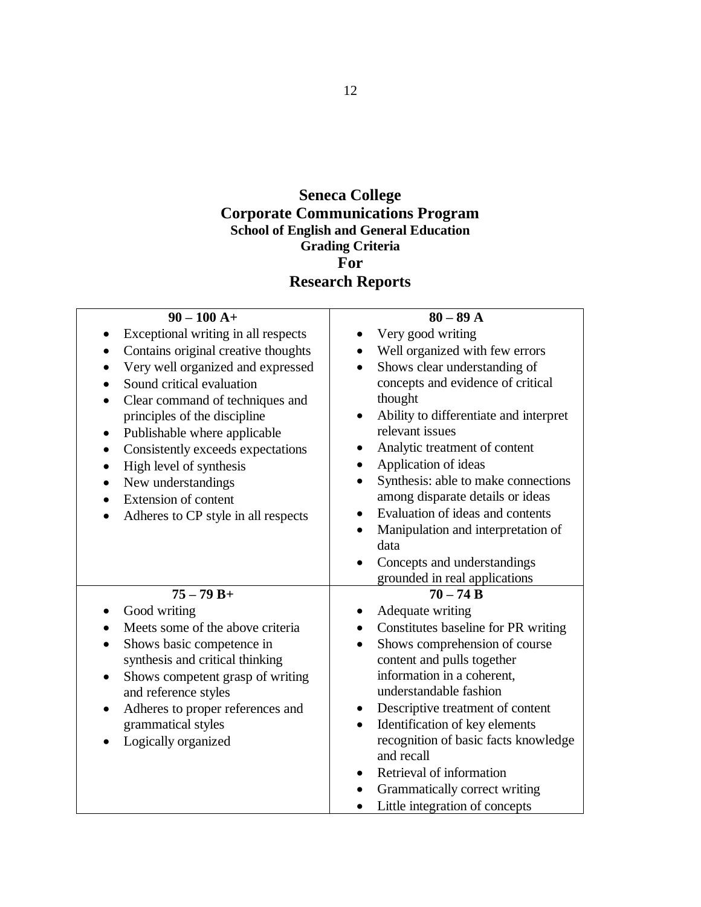# Seneca College
# Corporate Communications Program
### School of English and General Education
### Grading Criteria
## For
## Research Reports

| **90 – 100 A+** | **80 – 89 A** |
|---|---|
| • Exceptional writing in all respects<br>• Contains original creative thoughts<br>• Very well organized and expressed<br>• Sound critical evaluation<br>• Clear command of techniques and principles of the discipline<br>• Publishable where applicable<br>• Consistently exceeds expectations<br>• High level of synthesis<br>• New understandings<br>• Extension of content<br>• Adheres to CP style in all respects | • Very good writing<br>• Well organized with few errors<br>• Shows clear understanding of concepts and evidence of critical thought<br>• Ability to differentiate and interpret relevant issues<br>• Analytic treatment of content<br>• Application of ideas<br>• Synthesis: able to make connections among disparate details or ideas<br>• Evaluation of ideas and contents<br>• Manipulation and interpretation of data<br>• Concepts and understandings grounded in real applications |
| **75 – 79 B+** | **70 – 74 B** |
| • Good writing<br>• Meets some of the above criteria<br>• Shows basic competence in synthesis and critical thinking<br>• Shows competent grasp of writing and reference styles<br>• Adheres to proper references and grammatical styles<br>• Logically organized | • Adequate writing<br>• Constitutes baseline for PR writing<br>• Shows comprehension of course content and pulls together information in a coherent, understandable fashion<br>• Descriptive treatment of content<br>• Identification of key elements recognition of basic facts knowledge and recall<br>• Retrieval of information<br>• Grammatically correct writing<br>• Little integration of concepts |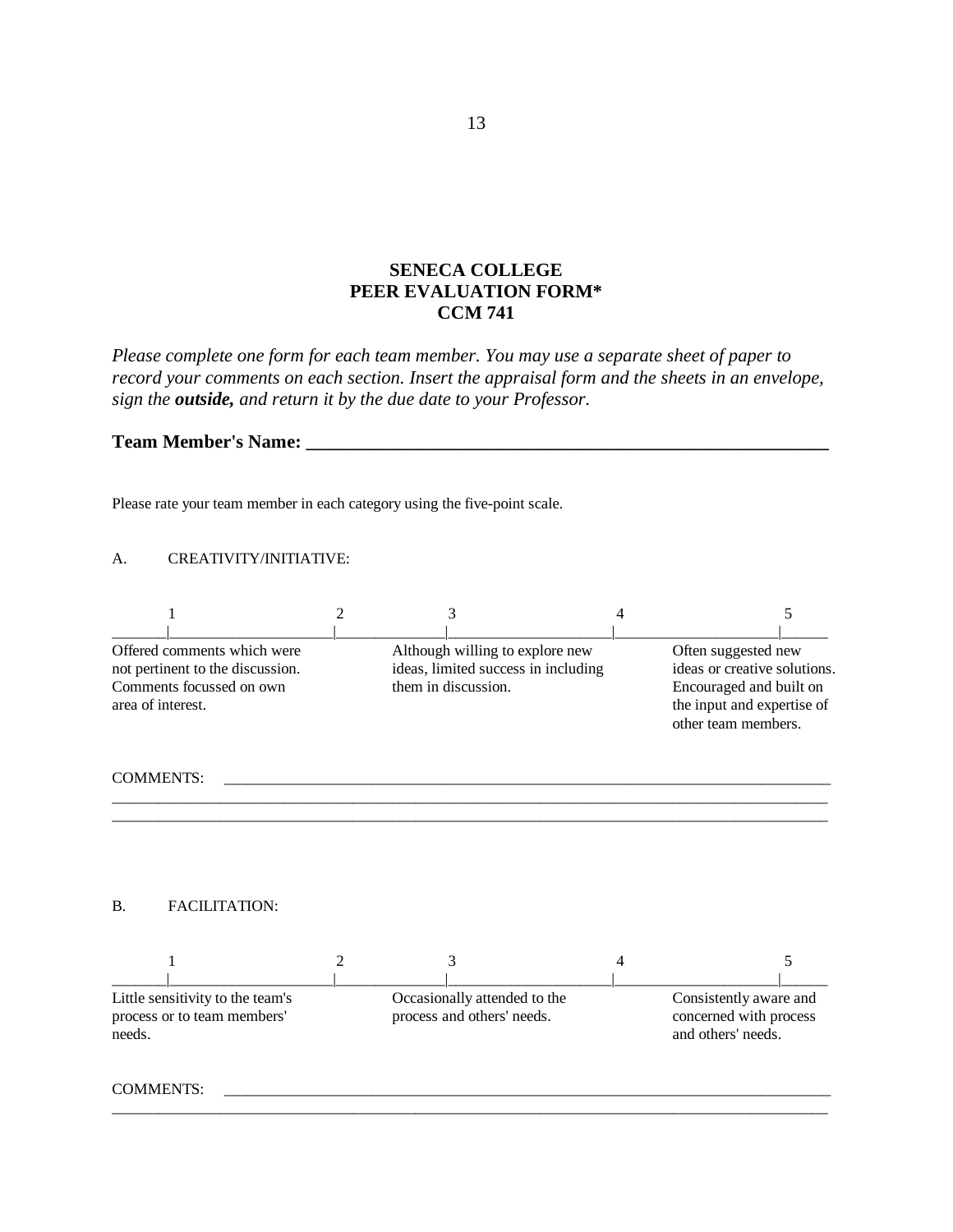**SENECA COLLEGE**
**PEER EVALUATION FORM***
**CCM 741**

*Please complete one form for each team member. You may use a separate sheet of paper to record your comments on each section. Insert the appraisal form and the sheets in an envelope, sign the **outside,** and return it by the due date to your Professor.*

**Team Member's Name: ________________________________________________________**

Please rate your team member in each category using the five-point scale.

A. CREATIVITY/INITIATIVE:

| 1 | 2 | 3 | 4 | 5 |
|---|---|---|---|---|
| Offered comments which were not pertinent to the discussion. Comments focussed on own area of interest. | | Although willing to explore new ideas, limited success in including them in discussion. | | Often suggested new ideas or creative solutions. Encouraged and built on the input and expertise of other team members. |

COMMENTS: ______________________________________________________________________________
______________________________________________________________________________________
______________________________________________________________________________________

B. FACILITATION:

| 1 | 2 | 3 | 4 | 5 |
|---|---|---|---|---|
| Little sensitivity to the team's process or to team members' needs. | | Occasionally attended to the process and others' needs. | | Consistently aware and concerned with process and others' needs. |

COMMENTS: ______________________________________________________________________________
______________________________________________________________________________________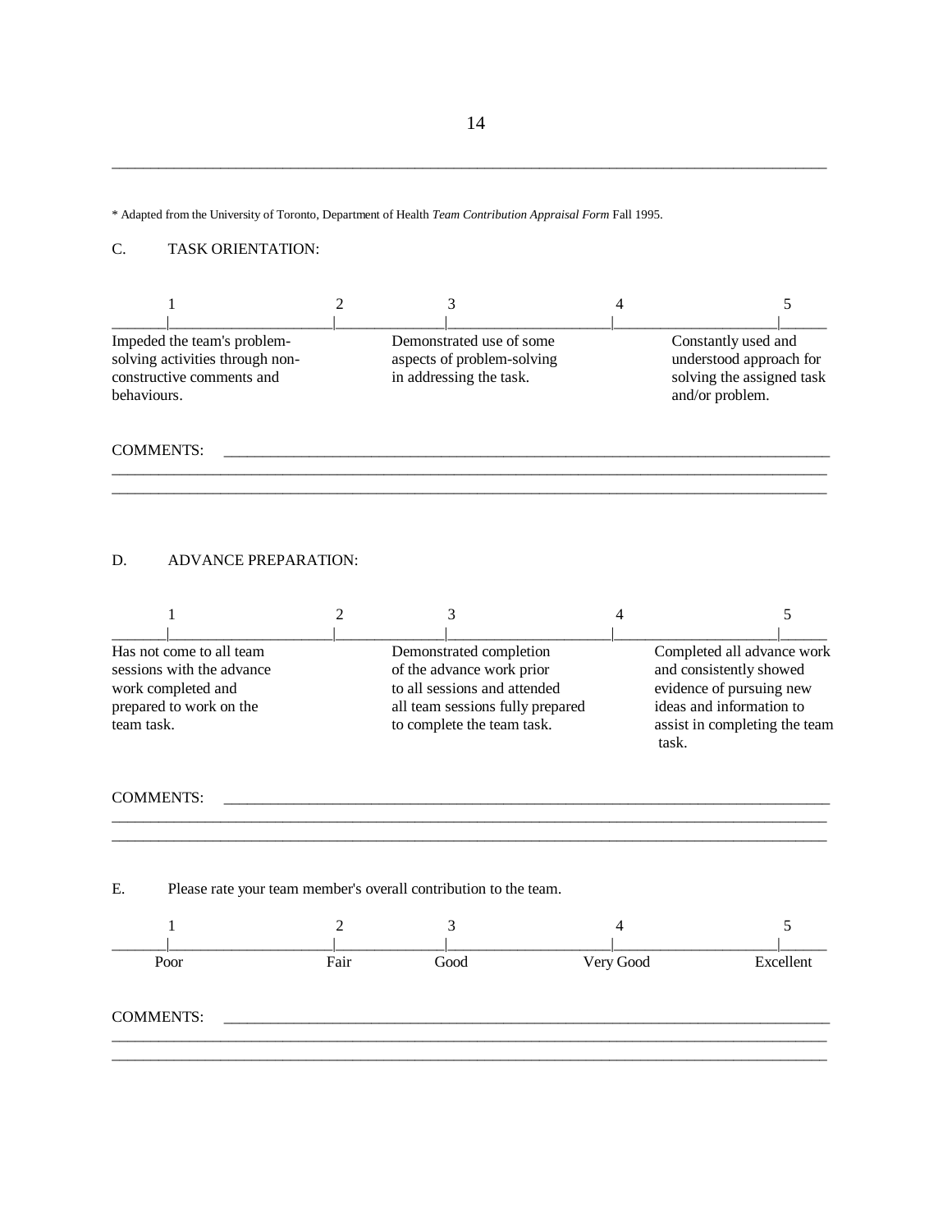\* Adapted from the University of Toronto, Department of Health *Team Contribution Appraisal Form* Fall 1995.

C. TASK ORIENTATION:

| 1 | 2 | 3 | 4 | 5 |
|---|---|---|---|---|
| Impeded the team's problem-solving activities through non-constructive comments and behaviours. | | Demonstrated use of some aspects of problem-solving in addressing the task. | | Constantly used and understood approach for solving the assigned task and/or problem. |

COMMENTS: ______________________________________________

D. ADVANCE PREPARATION:

| 1 | 2 | 3 | 4 | 5 |
|---|---|---|---|---|
| Has not come to all team sessions with the advance work completed and prepared to work on the team task. | | Demonstrated completion of the advance work prior to all sessions and attended all team sessions fully prepared to complete the team task. | | Completed all advance work and consistently showed evidence of pursuing new ideas and information to assist in completing the team task. |

COMMENTS: ______________________________________________

E. Please rate your team member's overall contribution to the team.

| 1 | 2 | 3 | 4 | 5 |
|---|---|---|---|---|
| Poor | Fair | Good | Very Good | Excellent |

COMMENTS: ______________________________________________